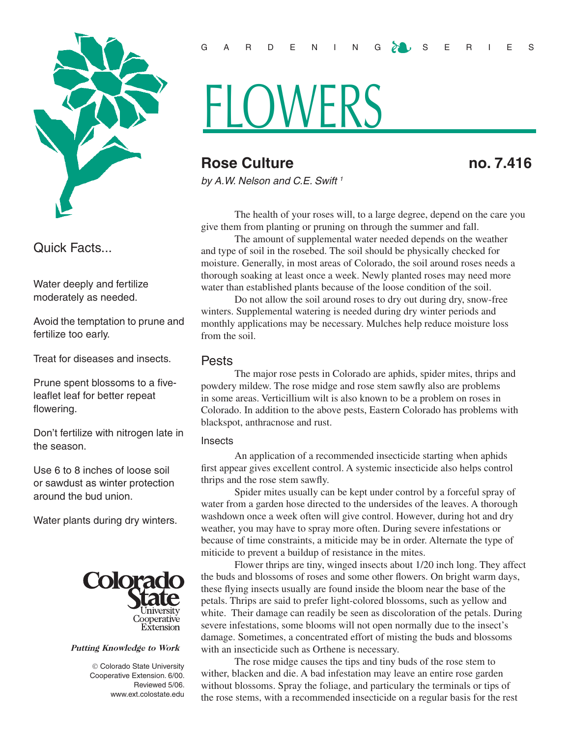GARDENING SERIES

# FLOWERS

## Rose Culture

**no. 7.416**

*by A.W. Nelson and C.E. Swift [1]*

### Quick Facts...

Water deeply and fertilize moderately as needed.

Avoid the temptation to prune and fertilize too early.

Treat for diseases and insects.

Prune spent blossoms to a five-leaflet leaf for better repeat flowering.

Don't fertilize with nitrogen late in the season.

Use 6 to 8 inches of loose soil or sawdust as winter protection around the bud union.

Water plants during dry winters.

Colorado State University Cooperative Extension

*Putting Knowledge to Work*

© Colorado State University Cooperative Extension. 6/00. Reviewed 5/06. www.ext.colostate.edu

The health of your roses will, to a large degree, depend on the care you give them from planting or pruning on through the summer and fall.

The amount of supplemental water needed depends on the weather and type of soil in the rosebed. The soil should be physically checked for moisture. Generally, in most areas of Colorado, the soil around roses needs a thorough soaking at least once a week. Newly planted roses may need more water than established plants because of the loose condition of the soil.

Do not allow the soil around roses to dry out during dry, snow-free winters. Supplemental watering is needed during dry winter periods and monthly applications may be necessary. Mulches help reduce moisture loss from the soil.

## Pests

The major rose pests in Colorado are aphids, spider mites, thrips and powdery mildew. The rose midge and rose stem sawfly also are problems in some areas. Verticillium wilt is also known to be a problem on roses in Colorado. In addition to the above pests, Eastern Colorado has problems with blackspot, anthracnose and rust.

### Insects

An application of a recommended insecticide starting when aphids first appear gives excellent control. A systemic insecticide also helps control thrips and the rose stem sawfly.

Spider mites usually can be kept under control by a forceful spray of water from a garden hose directed to the undersides of the leaves. A thorough washdown once a week often will give control. However, during hot and dry weather, you may have to spray more often. During severe infestations or because of time constraints, a miticide may be in order. Alternate the type of miticide to prevent a buildup of resistance in the mites.

Flower thrips are tiny, winged insects about 1/20 inch long. They affect the buds and blossoms of roses and some other flowers. On bright warm days, these flying insects usually are found inside the bloom near the base of the petals. Thrips are said to prefer light-colored blossoms, such as yellow and white. Their damage can readily be seen as discoloration of the petals. During severe infestations, some blooms will not open normally due to the insect's damage. Sometimes, a concentrated effort of misting the buds and blossoms with an insecticide such as Orthene is necessary.

The rose midge causes the tips and tiny buds of the rose stem to wither, blacken and die. A bad infestation may leave an entire rose garden without blossoms. Spray the foliage, and particulary the terminals or tips of the rose stems, with a recommended insecticide on a regular basis for the rest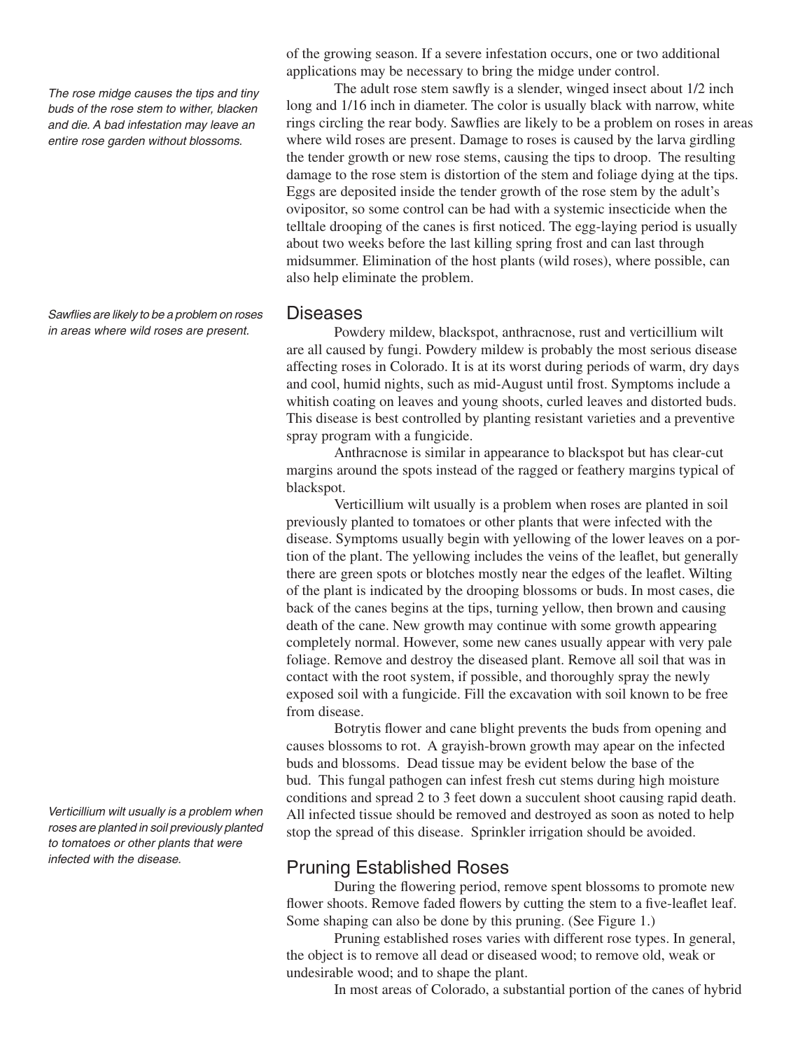of the growing season. If a severe infestation occurs, one or two additional applications may be necessary to bring the midge under control.

*The rose midge causes the tips and tiny buds of the rose stem to wither, blacken and die. A bad infestation may leave an entire rose garden without blossoms.*

The adult rose stem sawfly is a slender, winged insect about 1/2 inch long and 1/16 inch in diameter. The color is usually black with narrow, white rings circling the rear body. Sawflies are likely to be a problem on roses in areas where wild roses are present. Damage to roses is caused by the larva girdling the tender growth or new rose stems, causing the tips to droop. The resulting damage to the rose stem is distortion of the stem and foliage dying at the tips. Eggs are deposited inside the tender growth of the rose stem by the adult's ovipositor, so some control can be had with a systemic insecticide when the telltale drooping of the canes is first noticed. The egg-laying period is usually about two weeks before the last killing spring frost and can last through midsummer. Elimination of the host plants (wild roses), where possible, can also help eliminate the problem.

*Sawflies are likely to be a problem on roses in areas where wild roses are present.*

## Diseases

Powdery mildew, blackspot, anthracnose, rust and verticillium wilt are all caused by fungi. Powdery mildew is probably the most serious disease affecting roses in Colorado. It is at its worst during periods of warm, dry days and cool, humid nights, such as mid-August until frost. Symptoms include a whitish coating on leaves and young shoots, curled leaves and distorted buds. This disease is best controlled by planting resistant varieties and a preventive spray program with a fungicide.

Anthracnose is similar in appearance to blackspot but has clear-cut margins around the spots instead of the ragged or feathery margins typical of blackspot.

Verticillium wilt usually is a problem when roses are planted in soil previously planted to tomatoes or other plants that were infected with the disease. Symptoms usually begin with yellowing of the lower leaves on a portion of the plant. The yellowing includes the veins of the leaflet, but generally there are green spots or blotches mostly near the edges of the leaflet. Wilting of the plant is indicated by the drooping blossoms or buds. In most cases, die back of the canes begins at the tips, turning yellow, then brown and causing death of the cane. New growth may continue with some growth appearing completely normal. However, some new canes usually appear with very pale foliage. Remove and destroy the diseased plant. Remove all soil that was in contact with the root system, if possible, and thoroughly spray the newly exposed soil with a fungicide. Fill the excavation with soil known to be free from disease.

Botrytis flower and cane blight prevents the buds from opening and causes blossoms to rot. A grayish-brown growth may apear on the infected buds and blossoms. Dead tissue may be evident below the base of the bud. This fungal pathogen can infest fresh cut stems during high moisture conditions and spread 2 to 3 feet down a succulent shoot causing rapid death. All infected tissue should be removed and destroyed as soon as noted to help stop the spread of this disease. Sprinkler irrigation should be avoided.

*Verticillium wilt usually is a problem when roses are planted in soil previously planted to tomatoes or other plants that were infected with the disease.*

## Pruning Established Roses

During the flowering period, remove spent blossoms to promote new flower shoots. Remove faded flowers by cutting the stem to a five-leaflet leaf. Some shaping can also be done by this pruning. (See Figure 1.)

Pruning established roses varies with different rose types. In general, the object is to remove all dead or diseased wood; to remove old, weak or undesirable wood; and to shape the plant.

In most areas of Colorado, a substantial portion of the canes of hybrid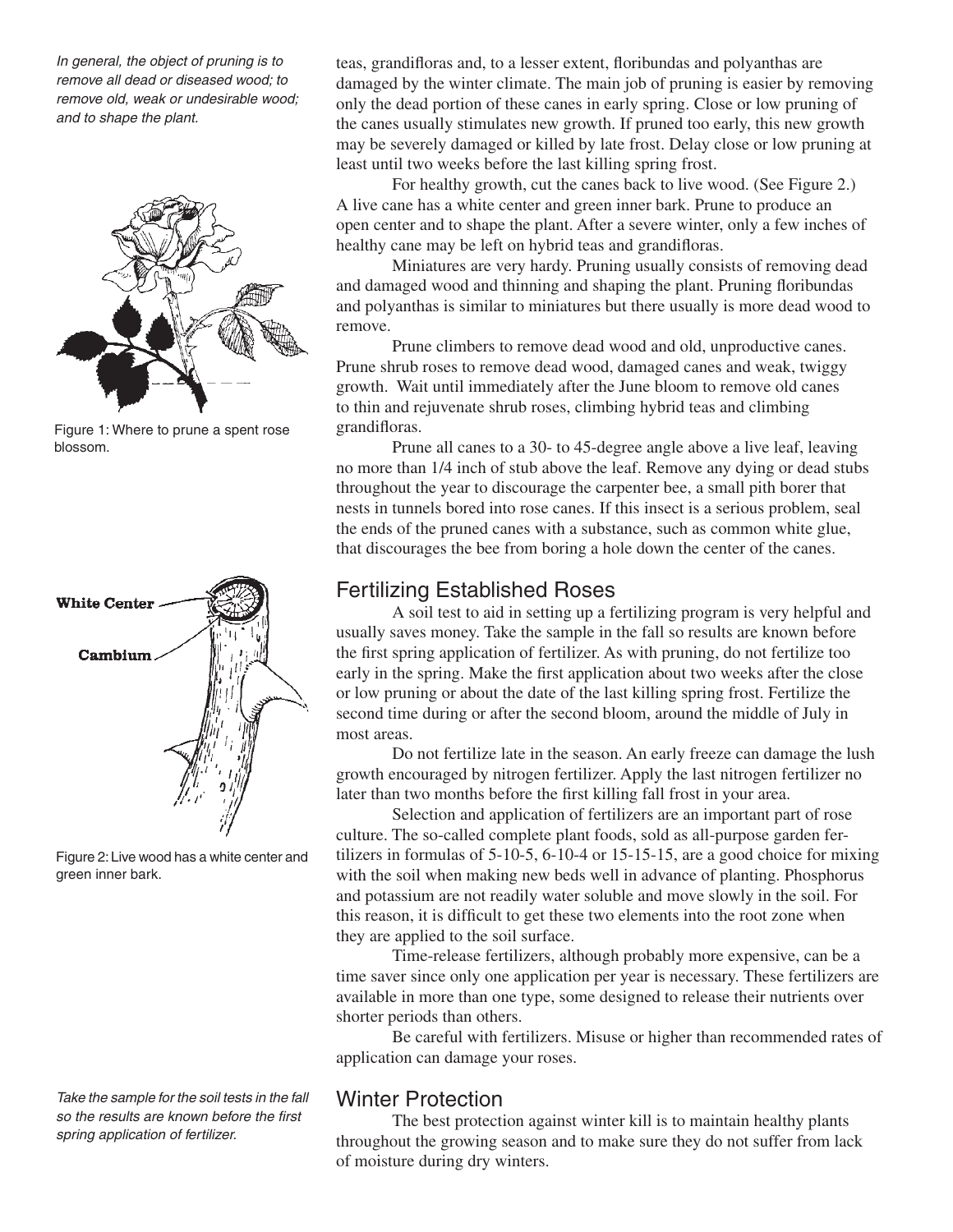*In general, the object of pruning is to remove all dead or diseased wood; to remove old, weak or undesirable wood; and to shape the plant.*

Figure 1: Where to prune a spent rose blossom.

White Center

Cambium

Figure 2: Live wood has a white center and green inner bark.

*Take the sample for the soil tests in the fall so the results are known before the first spring application of fertilizer.*

teas, grandifloras and, to a lesser extent, floribundas and polyanthas are damaged by the winter climate. The main job of pruning is easier by removing only the dead portion of these canes in early spring. Close or low pruning of the canes usually stimulates new growth. If pruned too early, this new growth may be severely damaged or killed by late frost. Delay close or low pruning at least until two weeks before the last killing spring frost.

For healthy growth, cut the canes back to live wood. (See Figure 2.) A live cane has a white center and green inner bark. Prune to produce an open center and to shape the plant. After a severe winter, only a few inches of healthy cane may be left on hybrid teas and grandifloras.

Miniatures are very hardy. Pruning usually consists of removing dead and damaged wood and thinning and shaping the plant. Pruning floribundas and polyanthas is similar to miniatures but there usually is more dead wood to remove.

Prune climbers to remove dead wood and old, unproductive canes. Prune shrub roses to remove dead wood, damaged canes and weak, twiggy growth. Wait until immediately after the June bloom to remove old canes to thin and rejuvenate shrub roses, climbing hybrid teas and climbing grandifloras.

Prune all canes to a 30- to 45-degree angle above a live leaf, leaving no more than 1/4 inch of stub above the leaf. Remove any dying or dead stubs throughout the year to discourage the carpenter bee, a small pith borer that nests in tunnels bored into rose canes. If this insect is a serious problem, seal the ends of the pruned canes with a substance, such as common white glue, that discourages the bee from boring a hole down the center of the canes.

## Fertilizing Established Roses

A soil test to aid in setting up a fertilizing program is very helpful and usually saves money. Take the sample in the fall so results are known before the first spring application of fertilizer. As with pruning, do not fertilize too early in the spring. Make the first application about two weeks after the close or low pruning or about the date of the last killing spring frost. Fertilize the second time during or after the second bloom, around the middle of July in most areas.

Do not fertilize late in the season. An early freeze can damage the lush growth encouraged by nitrogen fertilizer. Apply the last nitrogen fertilizer no later than two months before the first killing fall frost in your area.

Selection and application of fertilizers are an important part of rose culture. The so-called complete plant foods, sold as all-purpose garden fertilizers in formulas of 5-10-5, 6-10-4 or 15-15-15, are a good choice for mixing with the soil when making new beds well in advance of planting. Phosphorus and potassium are not readily water soluble and move slowly in the soil. For this reason, it is difficult to get these two elements into the root zone when they are applied to the soil surface.

Time-release fertilizers, although probably more expensive, can be a time saver since only one application per year is necessary. These fertilizers are available in more than one type, some designed to release their nutrients over shorter periods than others.

Be careful with fertilizers. Misuse or higher than recommended rates of application can damage your roses.

## Winter Protection

The best protection against winter kill is to maintain healthy plants throughout the growing season and to make sure they do not suffer from lack of moisture during dry winters.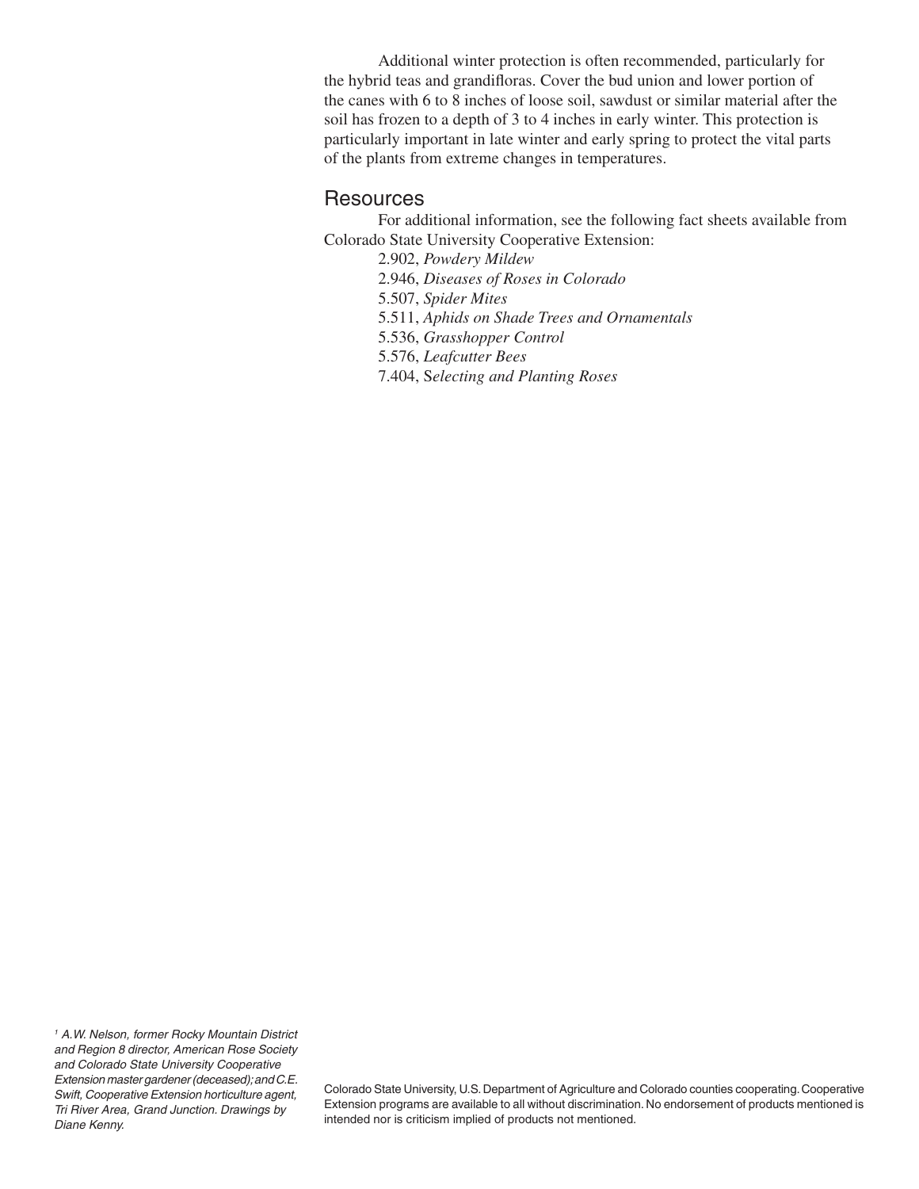Additional winter protection is often recommended, particularly for the hybrid teas and grandifloras. Cover the bud union and lower portion of the canes with 6 to 8 inches of loose soil, sawdust or similar material after the soil has frozen to a depth of 3 to 4 inches in early winter. This protection is particularly important in late winter and early spring to protect the vital parts of the plants from extreme changes in temperatures.

## Resources

For additional information, see the following fact sheets available from Colorado State University Cooperative Extension:

2.902, *Powdery Mildew*

2.946, *Diseases of Roses in Colorado*

5.507, *Spider Mites*

5.511, *Aphids on Shade Trees and Ornamentals*

5.536, *Grasshopper Control*

5.576, *Leafcutter Bees*

7.404, S*electing and Planting Roses*

[1] *A.W. Nelson, former Rocky Mountain District and Region 8 director, American Rose Society and Colorado State University Cooperative Extension master gardener (deceased); and C.E. Swift, Cooperative Extension horticulture agent, Tri River Area, Grand Junction. Drawings by Diane Kenny.*

Colorado State University, U.S. Department of Agriculture and Colorado counties cooperating. Cooperative Extension programs are available to all without discrimination. No endorsement of products mentioned is intended nor is criticism implied of products not mentioned.